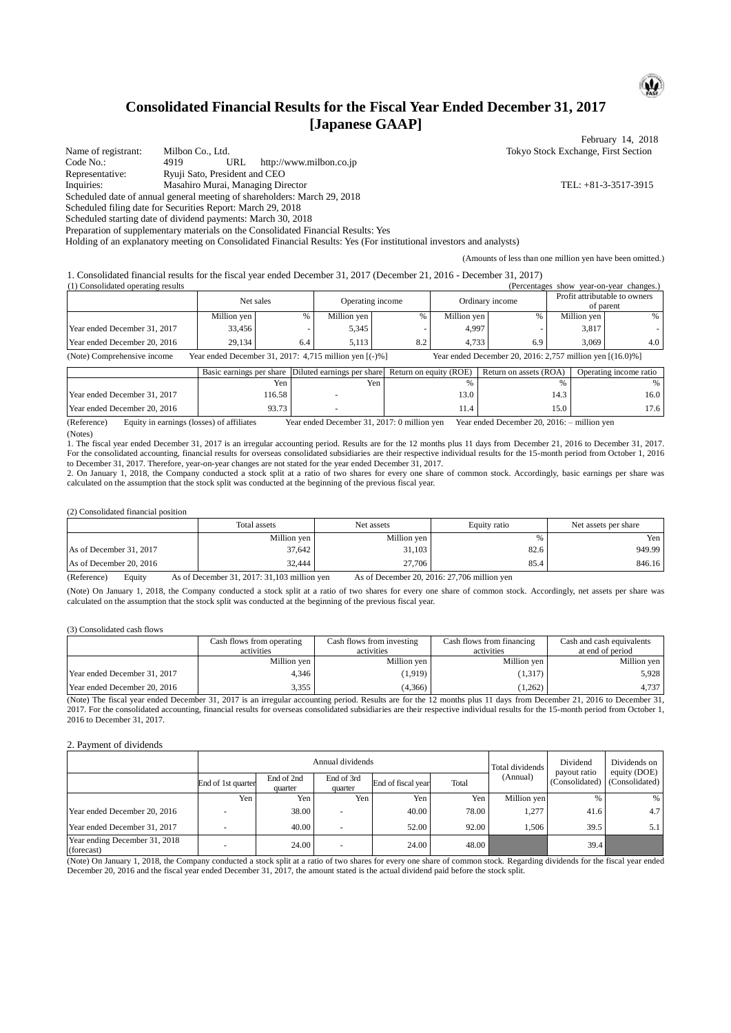# Consolidated Financial Results for the Fiscal Year Ended December 31, 2017 [Japanese GAAP]

February 14, 2018

Name of registrant: Milbon Co., Ltd. Tokyo Stock Exchange, First Section
Code No.: 4919 URL http://www.milbon.co.jp
Representative: Ryuji Sato, President and CEO
Inquiries: Masahiro Murai, Managing Director TEL: +81-3-3517-3915
Scheduled date of annual general meeting of shareholders: March 29, 2018
Scheduled filing date for Securities Report: March 29, 2018
Scheduled starting date of dividend payments: March 30, 2018
Preparation of supplementary materials on the Consolidated Financial Results: Yes
Holding of an explanatory meeting on Consolidated Financial Results: Yes (For institutional investors and analysts)

(Amounts of less than one million yen have been omitted.)

1. Consolidated financial results for the fiscal year ended December 31, 2017 (December 21, 2016 - December 31, 2017)

(1) Consolidated operating results (Percentages show year-on-year changes.)

| | Net sales | | Operating income | | Ordinary income | | Profit attributable to owners of parent | |
|---|---|---|---|---|---|---|---|---|
| | Million yen | % | Million yen | % | Million yen | % | Million yen | % |
| Year ended December 31, 2017 | 33,456 | - | 5,345 | - | 4,997 | - | 3,817 | - |
| Year ended December 20, 2016 | 29,134 | 6.4 | 5,113 | 8.2 | 4,733 | 6.9 | 3,069 | 4.0 |

(Note) Comprehensive income Year ended December 31, 2017: 4,715 million yen [(-)%] Year ended December 20, 2016: 2,757 million yen [(16.0)%]

| | Basic earnings per share | Diluted earnings per share | Return on equity (ROE) | Return on assets (ROA) | Operating income ratio |
|---|---|---|---|---|---|
| | Yen | Yen | % | % | % |
| Year ended December 31, 2017 | 116.58 | - | 13.0 | 14.3 | 16.0 |
| Year ended December 20, 2016 | 93.73 | - | 11.4 | 15.0 | 17.6 |

(Reference) Equity in earnings (losses) of affiliates Year ended December 31, 2017: 0 million yen Year ended December 20, 2016: – million yen

(Notes)

1. The fiscal year ended December 31, 2017 is an irregular accounting period. Results are for the 12 months plus 11 days from December 21, 2016 to December 31, 2017. For the consolidated accounting, financial results for overseas consolidated subsidiaries are their respective individual results for the 15-month period from October 1, 2016 to December 31, 2017. Therefore, year-on-year changes are not stated for the year ended December 31, 2017.
2. On January 1, 2018, the Company conducted a stock split at a ratio of two shares for every one share of common stock. Accordingly, basic earnings per share was calculated on the assumption that the stock split was conducted at the beginning of the previous fiscal year.

(2) Consolidated financial position

| | Total assets | Net assets | Equity ratio | Net assets per share |
|---|---|---|---|---|
| | Million yen | Million yen | % | Yen |
| As of December 31, 2017 | 37,642 | 31,103 | 82.6 | 949.99 |
| As of December 20, 2016 | 32,444 | 27,706 | 85.4 | 846.16 |

(Reference) Equity As of December 31, 2017: 31,103 million yen As of December 20, 2016: 27,706 million yen

(Note) On January 1, 2018, the Company conducted a stock split at a ratio of two shares for every one share of common stock. Accordingly, net assets per share was calculated on the assumption that the stock split was conducted at the beginning of the previous fiscal year.

(3) Consolidated cash flows

| | Cash flows from operating activities | Cash flows from investing activities | Cash flows from financing activities | Cash and cash equivalents at end of period |
|---|---|---|---|---|
| | Million yen | Million yen | Million yen | Million yen |
| Year ended December 31, 2017 | 4,346 | (1,919) | (1,317) | 5,928 |
| Year ended December 20, 2016 | 3,355 | (4,366) | (1,262) | 4,737 |

(Note) The fiscal year ended December 31, 2017 is an irregular accounting period. Results are for the 12 months plus 11 days from December 21, 2016 to December 31, 2017. For the consolidated accounting, financial results for overseas consolidated subsidiaries are their respective individual results for the 15-month period from October 1, 2016 to December 31, 2017.

2. Payment of dividends

| | Annual dividends | | | | | Total dividends (Annual) | Dividend payout ratio (Consolidated) | Dividends on equity (DOE) (Consolidated) |
|---|---|---|---|---|---|---|---|---|
| | End of 1st quarter | End of 2nd quarter | End of 3rd quarter | End of fiscal year | Total | | | |
| | Yen | Yen | Yen | Yen | Yen | Million yen | % | % |
| Year ended December 20, 2016 | - | 38.00 | - | 40.00 | 78.00 | 1,277 | 41.6 | 4.7 |
| Year ended December 31, 2017 | - | 40.00 | - | 52.00 | 92.00 | 1,506 | 39.5 | 5.1 |
| Year ending December 31, 2018 (forecast) | - | 24.00 | - | 24.00 | 48.00 | | 39.4 | |

(Note) On January 1, 2018, the Company conducted a stock split at a ratio of two shares for every one share of common stock. Regarding dividends for the fiscal year ended December 20, 2016 and the fiscal year ended December 31, 2017, the amount stated is the actual dividend paid before the stock split.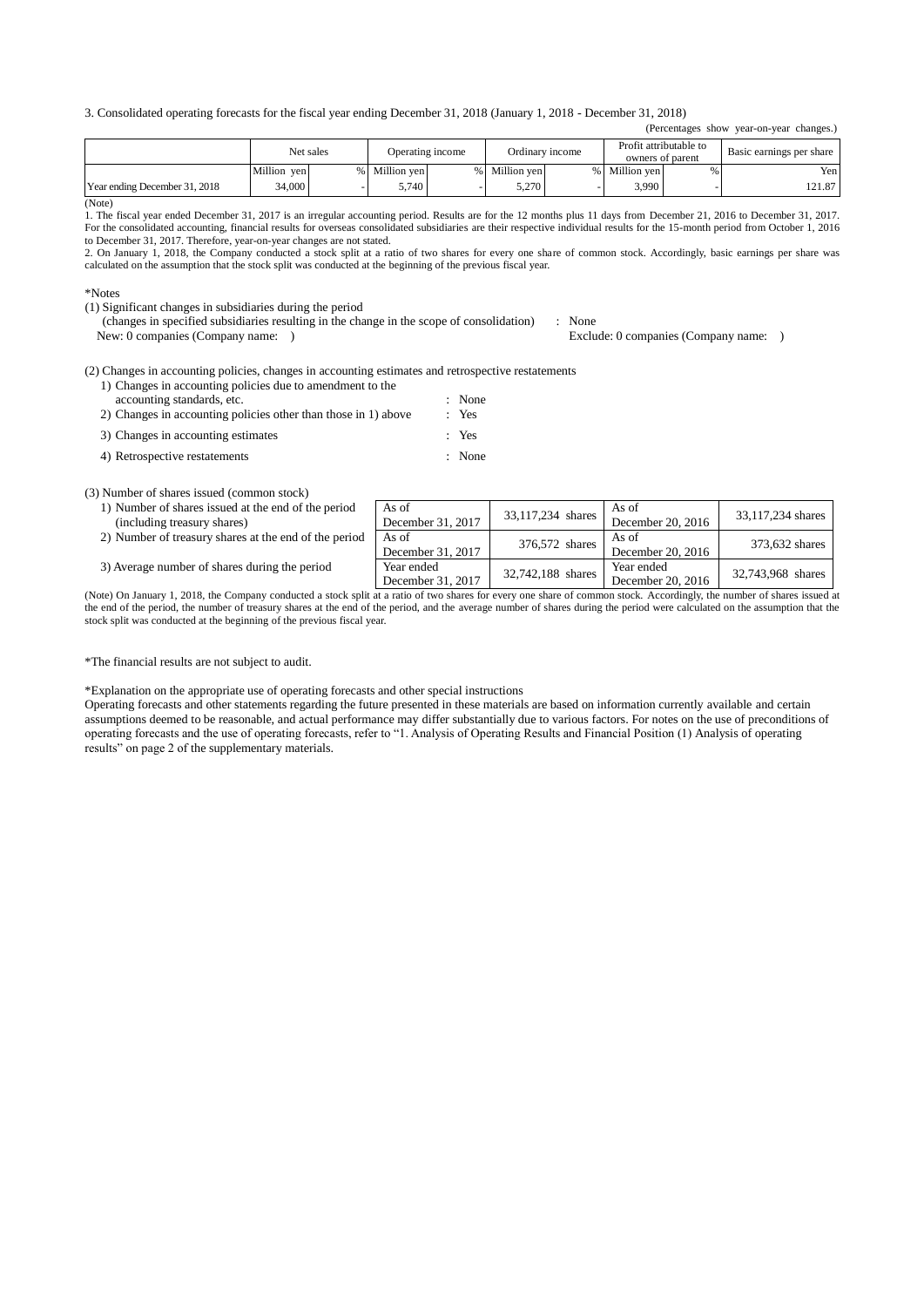3. Consolidated operating forecasts for the fiscal year ending December 31, 2018 (January 1, 2018 - December 31, 2018)

(Percentages show year-on-year changes.)

| | Net sales | | Operating income | | Ordinary income | | Profit attributable to owners of parent | | Basic earnings per share |
|---|---|---|---|---|---|---|---|---|---|
| | Million yen | % | Million yen | % | Million yen | % | Million yen | % | Yen |
| Year ending December 31, 2018 | 34,000 | - | 5,740 | - | 5,270 | - | 3,990 | - | 121.87 |

(Note)

1. The fiscal year ended December 31, 2017 is an irregular accounting period. Results are for the 12 months plus 11 days from December 21, 2016 to December 31, 2017. For the consolidated accounting, financial results for overseas consolidated subsidiaries are their respective individual results for the 15-month period from October 1, 2016 to December 31, 2017. Therefore, year-on-year changes are not stated.
2. On January 1, 2018, the Company conducted a stock split at a ratio of two shares for every one share of common stock. Accordingly, basic earnings per share was calculated on the assumption that the stock split was conducted at the beginning of the previous fiscal year.

*Notes

(1) Significant changes in subsidiaries during the period
(changes in specified subsidiaries resulting in the change in the scope of consolidation) : None
New: 0 companies (Company name: ) Exclude: 0 companies (Company name: )

(2) Changes in accounting policies, changes in accounting estimates and retrospective restatements

1) Changes in accounting policies due to amendment to the accounting standards, etc. : None
2) Changes in accounting policies other than those in 1) above : Yes
3) Changes in accounting estimates : Yes
4) Retrospective restatements : None

(3) Number of shares issued (common stock)

| | | | | |
|---|---|---|---|---|
| 1) Number of shares issued at the end of the period (including treasury shares) | As of December 31, 2017 | 33,117,234 shares | As of December 20, 2016 | 33,117,234 shares |
| 2) Number of treasury shares at the end of the period | As of December 31, 2017 | 376,572 shares | As of December 20, 2016 | 373,632 shares |
| 3) Average number of shares during the period | Year ended December 31, 2017 | 32,742,188 shares | Year ended December 20, 2016 | 32,743,968 shares |

(Note) On January 1, 2018, the Company conducted a stock split at a ratio of two shares for every one share of common stock. Accordingly, the number of shares issued at the end of the period, the number of treasury shares at the end of the period, and the average number of shares during the period were calculated on the assumption that the stock split was conducted at the beginning of the previous fiscal year.

*The financial results are not subject to audit.

*Explanation on the appropriate use of operating forecasts and other special instructions

Operating forecasts and other statements regarding the future presented in these materials are based on information currently available and certain assumptions deemed to be reasonable, and actual performance may differ substantially due to various factors. For notes on the use of preconditions of operating forecasts and the use of operating forecasts, refer to "1. Analysis of Operating Results and Financial Position (1) Analysis of operating results" on page 2 of the supplementary materials.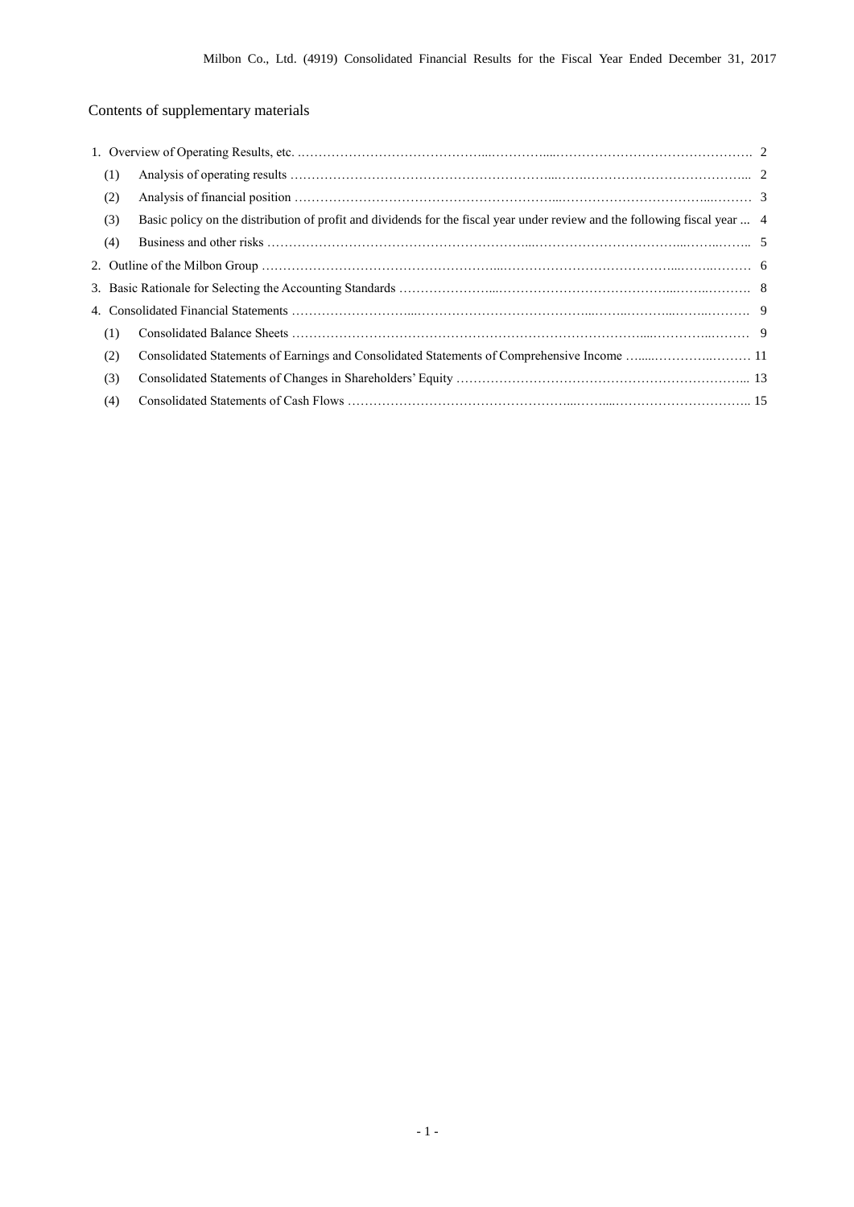## Contents of supplementary materials

1. Overview of Operating Results, etc. ........................................................................ 2
   - (1) Analysis of operating results ........................................................................ 2
   - (2) Analysis of financial position ........................................................................ 3
   - (3) Basic policy on the distribution of profit and dividends for the fiscal year under review and the following fiscal year ... 4
   - (4) Business and other risks ........................................................................ 5
2. Outline of the Milbon Group ........................................................................ 6
3. Basic Rationale for Selecting the Accounting Standards ........................................................................ 8
4. Consolidated Financial Statements ........................................................................ 9
   - (1) Consolidated Balance Sheets ........................................................................ 9
   - (2) Consolidated Statements of Earnings and Consolidated Statements of Comprehensive Income ........................................................................ 11
   - (3) Consolidated Statements of Changes in Shareholders' Equity ........................................................................ 13
   - (4) Consolidated Statements of Cash Flows ........................................................................ 15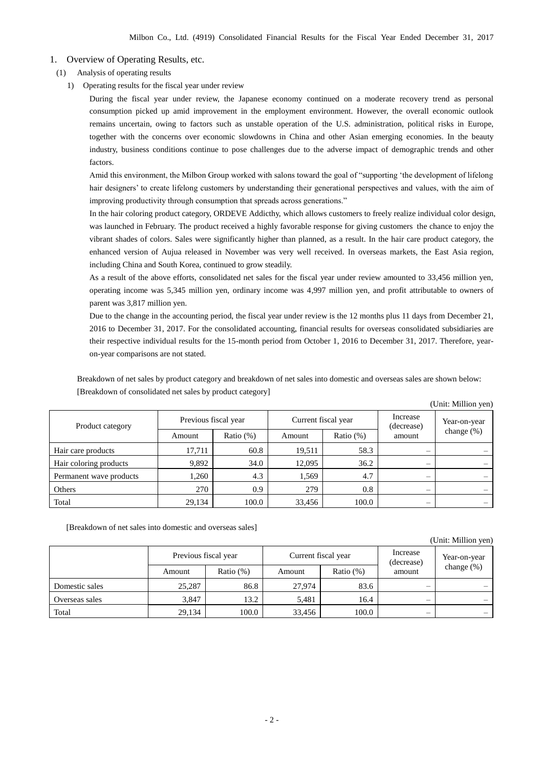## 1. Overview of Operating Results, etc.

### (1) Analysis of operating results

#### 1) Operating results for the fiscal year under review

During the fiscal year under review, the Japanese economy continued on a moderate recovery trend as personal consumption picked up amid improvement in the employment environment. However, the overall economic outlook remains uncertain, owing to factors such as unstable operation of the U.S. administration, political risks in Europe, together with the concerns over economic slowdowns in China and other Asian emerging economies. In the beauty industry, business conditions continue to pose challenges due to the adverse impact of demographic trends and other factors.

Amid this environment, the Milbon Group worked with salons toward the goal of "supporting 'the development of lifelong hair designers' to create lifelong customers by understanding their generational perspectives and values, with the aim of improving productivity through consumption that spreads across generations."

In the hair coloring product category, ORDEVE Addicthy, which allows customers to freely realize individual color design, was launched in February. The product received a highly favorable response for giving customers the chance to enjoy the vibrant shades of colors. Sales were significantly higher than planned, as a result. In the hair care product category, the enhanced version of Aujua released in November was very well received. In overseas markets, the East Asia region, including China and South Korea, continued to grow steadily.

As a result of the above efforts, consolidated net sales for the fiscal year under review amounted to 33,456 million yen, operating income was 5,345 million yen, ordinary income was 4,997 million yen, and profit attributable to owners of parent was 3,817 million yen.

Due to the change in the accounting period, the fiscal year under review is the 12 months plus 11 days from December 21, 2016 to December 31, 2017. For the consolidated accounting, financial results for overseas consolidated subsidiaries are their respective individual results for the 15-month period from October 1, 2016 to December 31, 2017. Therefore, year-on-year comparisons are not stated.

Breakdown of net sales by product category and breakdown of net sales into domestic and overseas sales are shown below:

[Breakdown of consolidated net sales by product category]

(Unit: Million yen)

| Product category | Previous fiscal year | | Current fiscal year | | Increase (decrease) amount | Year-on-year change (%) |
|---|---|---|---|---|---|---|
| | Amount | Ratio (%) | Amount | Ratio (%) | | |
| Hair care products | 17,711 | 60.8 | 19,511 | 58.3 | – | – |
| Hair coloring products | 9,892 | 34.0 | 12,095 | 36.2 | – | – |
| Permanent wave products | 1,260 | 4.3 | 1,569 | 4.7 | – | – |
| Others | 270 | 0.9 | 279 | 0.8 | – | – |
| Total | 29,134 | 100.0 | 33,456 | 100.0 | – | – |

[Breakdown of net sales into domestic and overseas sales]

(Unit: Million yen)

| | Previous fiscal year | | Current fiscal year | | Increase (decrease) amount | Year-on-year change (%) |
|---|---|---|---|---|---|---|
| | Amount | Ratio (%) | Amount | Ratio (%) | | |
| Domestic sales | 25,287 | 86.8 | 27,974 | 83.6 | – | – |
| Overseas sales | 3,847 | 13.2 | 5,481 | 16.4 | – | – |
| Total | 29,134 | 100.0 | 33,456 | 100.0 | – | – |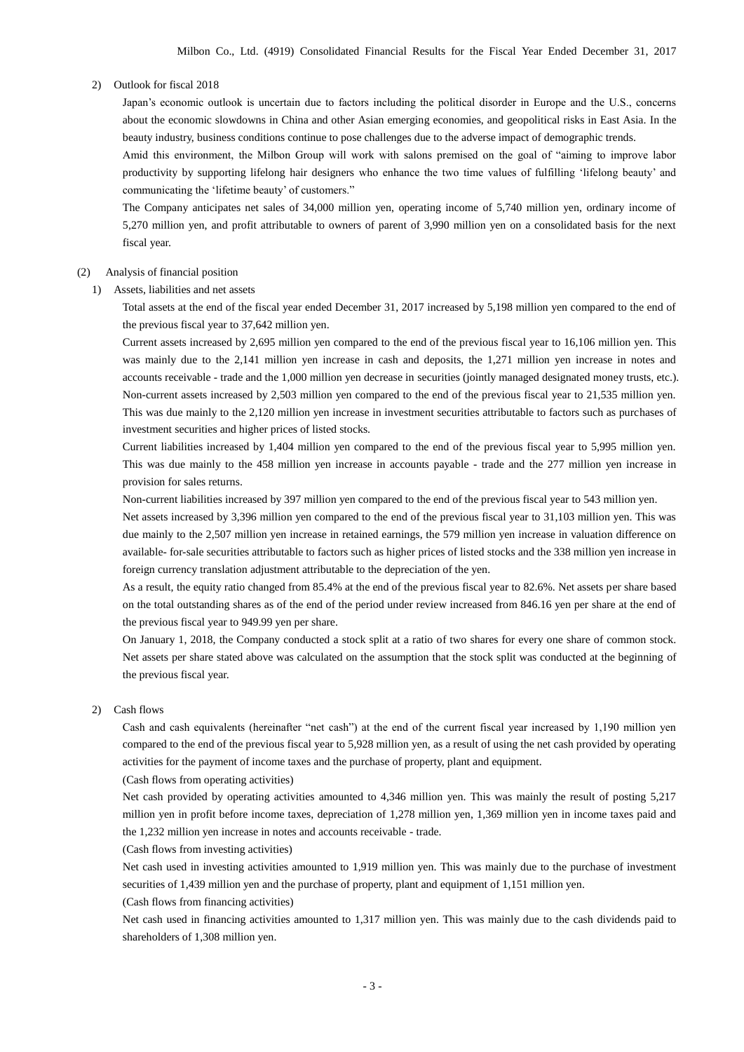2) Outlook for fiscal 2018

Japan's economic outlook is uncertain due to factors including the political disorder in Europe and the U.S., concerns about the economic slowdowns in China and other Asian emerging economies, and geopolitical risks in East Asia. In the beauty industry, business conditions continue to pose challenges due to the adverse impact of demographic trends.

Amid this environment, the Milbon Group will work with salons premised on the goal of "aiming to improve labor productivity by supporting lifelong hair designers who enhance the two time values of fulfilling 'lifelong beauty' and communicating the 'lifetime beauty' of customers."

The Company anticipates net sales of 34,000 million yen, operating income of 5,740 million yen, ordinary income of 5,270 million yen, and profit attributable to owners of parent of 3,990 million yen on a consolidated basis for the next fiscal year.

(2) Analysis of financial position

1) Assets, liabilities and net assets

Total assets at the end of the fiscal year ended December 31, 2017 increased by 5,198 million yen compared to the end of the previous fiscal year to 37,642 million yen.

Current assets increased by 2,695 million yen compared to the end of the previous fiscal year to 16,106 million yen. This was mainly due to the 2,141 million yen increase in cash and deposits, the 1,271 million yen increase in notes and accounts receivable - trade and the 1,000 million yen decrease in securities (jointly managed designated money trusts, etc.). Non-current assets increased by 2,503 million yen compared to the end of the previous fiscal year to 21,535 million yen. This was due mainly to the 2,120 million yen increase in investment securities attributable to factors such as purchases of investment securities and higher prices of listed stocks.

Current liabilities increased by 1,404 million yen compared to the end of the previous fiscal year to 5,995 million yen. This was due mainly to the 458 million yen increase in accounts payable - trade and the 277 million yen increase in provision for sales returns.

Non-current liabilities increased by 397 million yen compared to the end of the previous fiscal year to 543 million yen.

Net assets increased by 3,396 million yen compared to the end of the previous fiscal year to 31,103 million yen. This was due mainly to the 2,507 million yen increase in retained earnings, the 579 million yen increase in valuation difference on available- for-sale securities attributable to factors such as higher prices of listed stocks and the 338 million yen increase in foreign currency translation adjustment attributable to the depreciation of the yen.

As a result, the equity ratio changed from 85.4% at the end of the previous fiscal year to 82.6%. Net assets per share based on the total outstanding shares as of the end of the period under review increased from 846.16 yen per share at the end of the previous fiscal year to 949.99 yen per share.

On January 1, 2018, the Company conducted a stock split at a ratio of two shares for every one share of common stock. Net assets per share stated above was calculated on the assumption that the stock split was conducted at the beginning of the previous fiscal year.

2) Cash flows

Cash and cash equivalents (hereinafter "net cash") at the end of the current fiscal year increased by 1,190 million yen compared to the end of the previous fiscal year to 5,928 million yen, as a result of using the net cash provided by operating activities for the payment of income taxes and the purchase of property, plant and equipment.

(Cash flows from operating activities)

Net cash provided by operating activities amounted to 4,346 million yen. This was mainly the result of posting 5,217 million yen in profit before income taxes, depreciation of 1,278 million yen, 1,369 million yen in income taxes paid and the 1,232 million yen increase in notes and accounts receivable - trade.

(Cash flows from investing activities)

Net cash used in investing activities amounted to 1,919 million yen. This was mainly due to the purchase of investment securities of 1,439 million yen and the purchase of property, plant and equipment of 1,151 million yen.

(Cash flows from financing activities)

Net cash used in financing activities amounted to 1,317 million yen. This was mainly due to the cash dividends paid to shareholders of 1,308 million yen.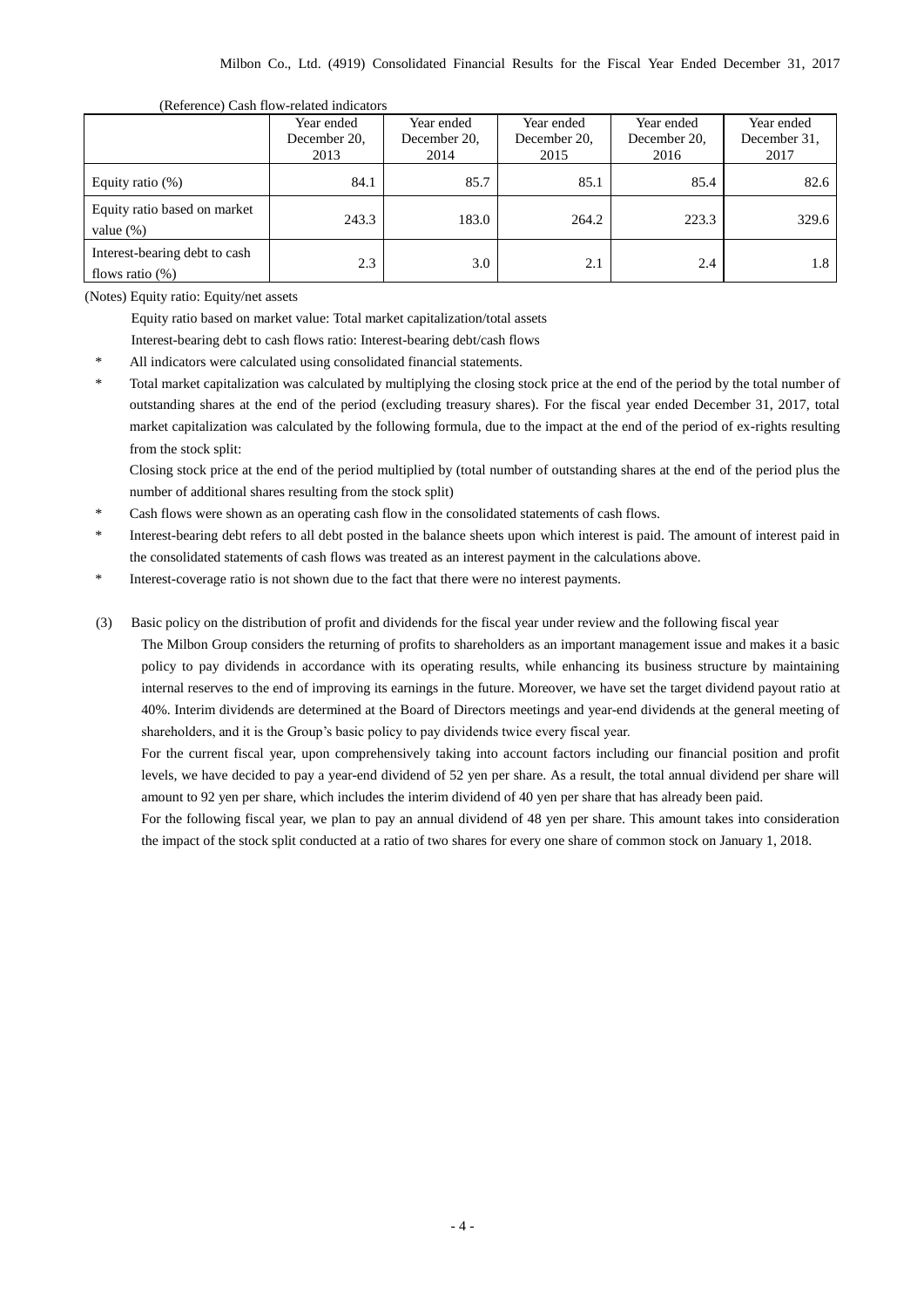(Reference) Cash flow-related indicators

| | Year ended December 20, 2013 | Year ended December 20, 2014 | Year ended December 20, 2015 | Year ended December 20, 2016 | Year ended December 31, 2017 |
|---|---|---|---|---|---|
| Equity ratio (%) | 84.1 | 85.7 | 85.1 | 85.4 | 82.6 |
| Equity ratio based on market value (%) | 243.3 | 183.0 | 264.2 | 223.3 | 329.6 |
| Interest-bearing debt to cash flows ratio (%) | 2.3 | 3.0 | 2.1 | 2.4 | 1.8 |

(Notes) Equity ratio: Equity/net assets

Equity ratio based on market value: Total market capitalization/total assets

Interest-bearing debt to cash flows ratio: Interest-bearing debt/cash flows

\* All indicators were calculated using consolidated financial statements.

\* Total market capitalization was calculated by multiplying the closing stock price at the end of the period by the total number of outstanding shares at the end of the period (excluding treasury shares). For the fiscal year ended December 31, 2017, total market capitalization was calculated by the following formula, due to the impact at the end of the period of ex-rights resulting from the stock split:

Closing stock price at the end of the period multiplied by (total number of outstanding shares at the end of the period plus the number of additional shares resulting from the stock split)

\* Cash flows were shown as an operating cash flow in the consolidated statements of cash flows.

\* Interest-bearing debt refers to all debt posted in the balance sheets upon which interest is paid. The amount of interest paid in the consolidated statements of cash flows was treated as an interest payment in the calculations above.

\* Interest-coverage ratio is not shown due to the fact that there were no interest payments.

(3) Basic policy on the distribution of profit and dividends for the fiscal year under review and the following fiscal year

The Milbon Group considers the returning of profits to shareholders as an important management issue and makes it a basic policy to pay dividends in accordance with its operating results, while enhancing its business structure by maintaining internal reserves to the end of improving its earnings in the future. Moreover, we have set the target dividend payout ratio at 40%. Interim dividends are determined at the Board of Directors meetings and year-end dividends at the general meeting of shareholders, and it is the Group's basic policy to pay dividends twice every fiscal year.

For the current fiscal year, upon comprehensively taking into account factors including our financial position and profit levels, we have decided to pay a year-end dividend of 52 yen per share. As a result, the total annual dividend per share will amount to 92 yen per share, which includes the interim dividend of 40 yen per share that has already been paid.

For the following fiscal year, we plan to pay an annual dividend of 48 yen per share. This amount takes into consideration the impact of the stock split conducted at a ratio of two shares for every one share of common stock on January 1, 2018.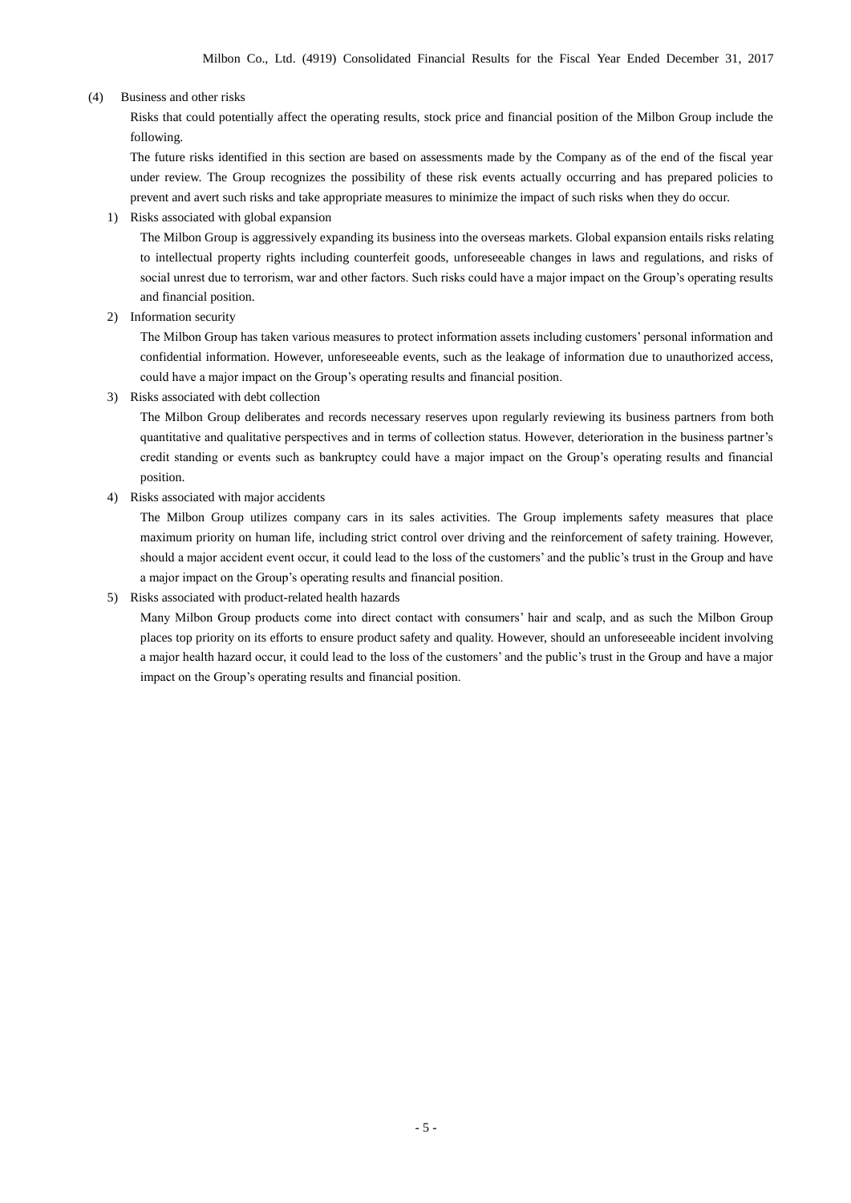## (4) Business and other risks

Risks that could potentially affect the operating results, stock price and financial position of the Milbon Group include the following.

The future risks identified in this section are based on assessments made by the Company as of the end of the fiscal year under review. The Group recognizes the possibility of these risk events actually occurring and has prepared policies to prevent and avert such risks and take appropriate measures to minimize the impact of such risks when they do occur.

### 1) Risks associated with global expansion

The Milbon Group is aggressively expanding its business into the overseas markets. Global expansion entails risks relating to intellectual property rights including counterfeit goods, unforeseeable changes in laws and regulations, and risks of social unrest due to terrorism, war and other factors. Such risks could have a major impact on the Group's operating results and financial position.

### 2) Information security

The Milbon Group has taken various measures to protect information assets including customers' personal information and confidential information. However, unforeseeable events, such as the leakage of information due to unauthorized access, could have a major impact on the Group's operating results and financial position.

### 3) Risks associated with debt collection

The Milbon Group deliberates and records necessary reserves upon regularly reviewing its business partners from both quantitative and qualitative perspectives and in terms of collection status. However, deterioration in the business partner's credit standing or events such as bankruptcy could have a major impact on the Group's operating results and financial position.

### 4) Risks associated with major accidents

The Milbon Group utilizes company cars in its sales activities. The Group implements safety measures that place maximum priority on human life, including strict control over driving and the reinforcement of safety training. However, should a major accident event occur, it could lead to the loss of the customers' and the public's trust in the Group and have a major impact on the Group's operating results and financial position.

### 5) Risks associated with product-related health hazards

Many Milbon Group products come into direct contact with consumers' hair and scalp, and as such the Milbon Group places top priority on its efforts to ensure product safety and quality. However, should an unforeseeable incident involving a major health hazard occur, it could lead to the loss of the customers' and the public's trust in the Group and have a major impact on the Group's operating results and financial position.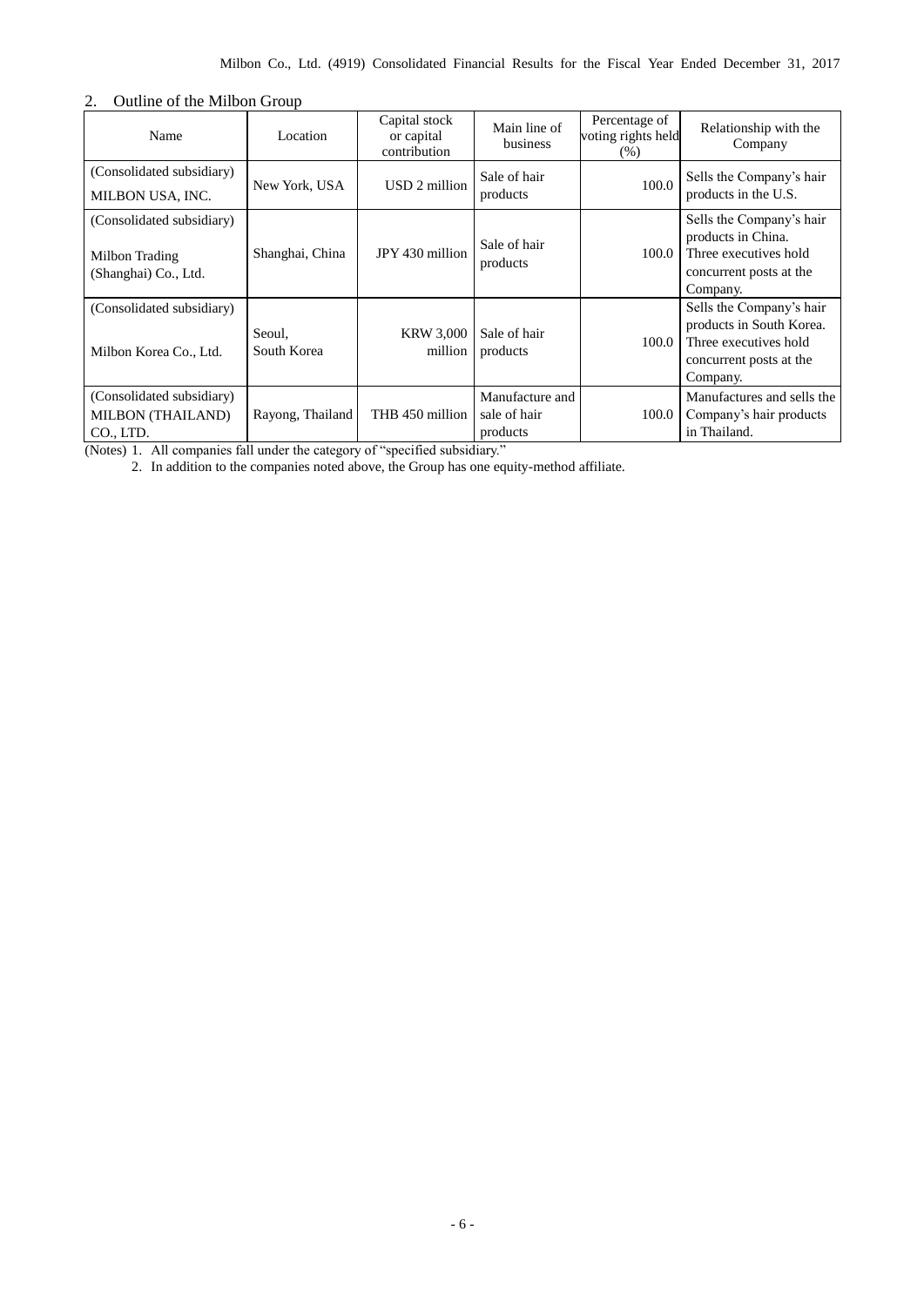## 2. Outline of the Milbon Group

| Name | Location | Capital stock or capital contribution | Main line of business | Percentage of voting rights held (%) | Relationship with the Company |
|---|---|---|---|---|---|
| (Consolidated subsidiary) MILBON USA, INC. | New York, USA | USD 2 million | Sale of hair products | 100.0 | Sells the Company's hair products in the U.S. |
| (Consolidated subsidiary) Milbon Trading (Shanghai) Co., Ltd. | Shanghai, China | JPY 430 million | Sale of hair products | 100.0 | Sells the Company's hair products in China. Three executives hold concurrent posts at the Company. |
| (Consolidated subsidiary) Milbon Korea Co., Ltd. | Seoul, South Korea | KRW 3,000 million | Sale of hair products | 100.0 | Sells the Company's hair products in South Korea. Three executives hold concurrent posts at the Company. |
| (Consolidated subsidiary) MILBON (THAILAND) CO., LTD. | Rayong, Thailand | THB 450 million | Manufacture and sale of hair products | 100.0 | Manufactures and sells the Company's hair products in Thailand. |

(Notes) 1. All companies fall under the category of "specified subsidiary."

2. In addition to the companies noted above, the Group has one equity-method affiliate.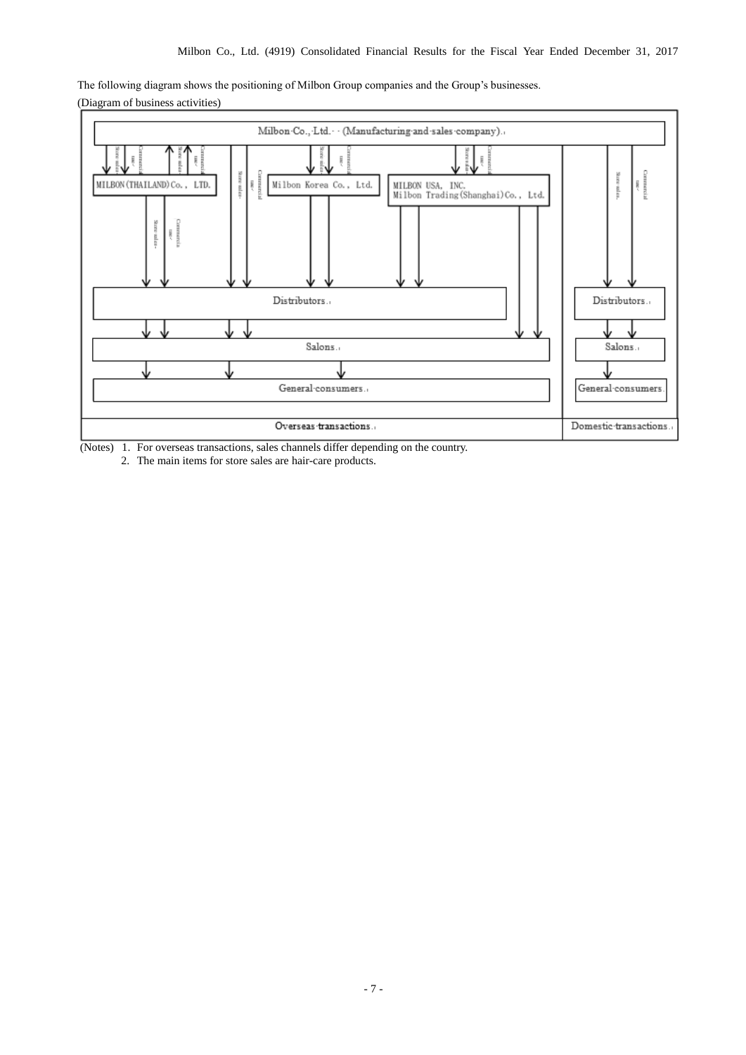The following diagram shows the positioning of Milbon Group companies and the Group's businesses.

(Diagram of business activities)

Milbon Co., Ltd. (Manufacturing and sales company)

MILBON (THAILAND) Co., LTD.

Milbon Korea Co., Ltd.

MILBON USA, INC.
Milbon Trading (Shanghai) Co., Ltd.

Store sales / Commercial use

Distributors

Salons

General consumers

Overseas transactions

Domestic transactions

(Notes) 1. For overseas transactions, sales channels differ depending on the country.

2. The main items for store sales are hair-care products.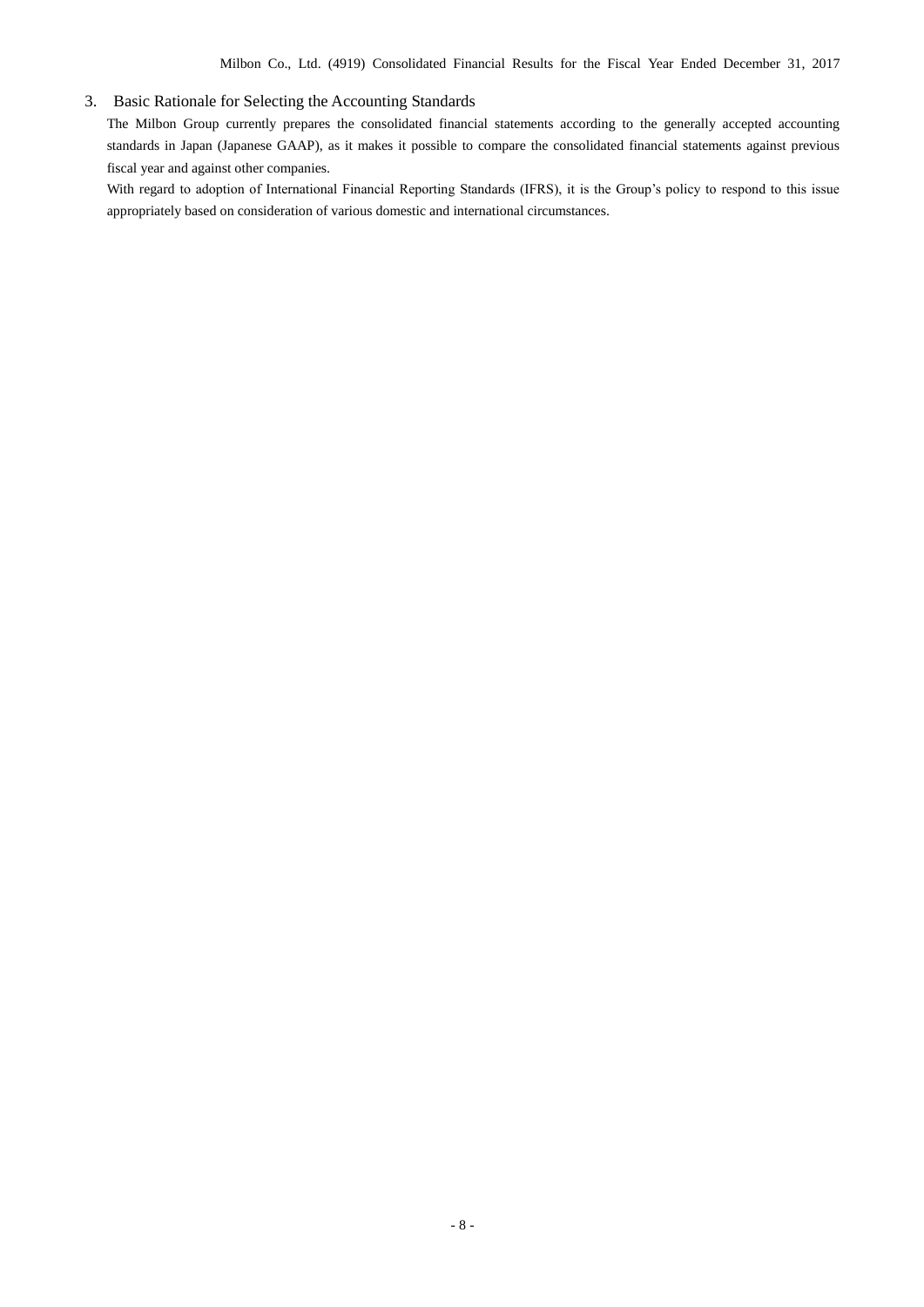## 3. Basic Rationale for Selecting the Accounting Standards

The Milbon Group currently prepares the consolidated financial statements according to the generally accepted accounting standards in Japan (Japanese GAAP), as it makes it possible to compare the consolidated financial statements against previous fiscal year and against other companies.

With regard to adoption of International Financial Reporting Standards (IFRS), it is the Group's policy to respond to this issue appropriately based on consideration of various domestic and international circumstances.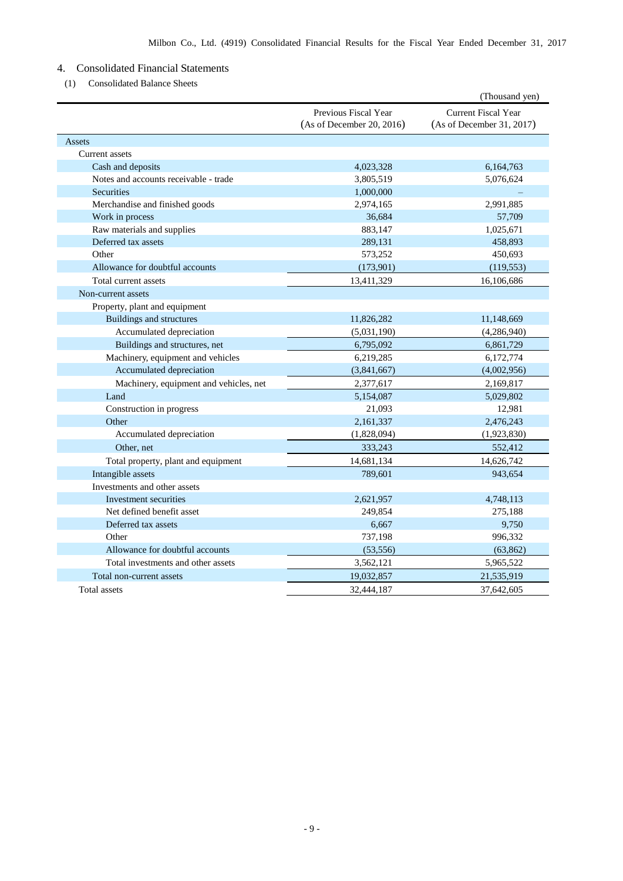## 4. Consolidated Financial Statements

### (1) Consolidated Balance Sheets

(Thousand yen)

| | Previous Fiscal Year (As of December 20, 2016) | Current Fiscal Year (As of December 31, 2017) |
|---|---|---|
| Assets | | |
| Current assets | | |
| Cash and deposits | 4,023,328 | 6,164,763 |
| Notes and accounts receivable - trade | 3,805,519 | 5,076,624 |
| Securities | 1,000,000 | – |
| Merchandise and finished goods | 2,974,165 | 2,991,885 |
| Work in process | 36,684 | 57,709 |
| Raw materials and supplies | 883,147 | 1,025,671 |
| Deferred tax assets | 289,131 | 458,893 |
| Other | 573,252 | 450,693 |
| Allowance for doubtful accounts | (173,901) | (119,553) |
| Total current assets | 13,411,329 | 16,106,686 |
| Non-current assets | | |
| Property, plant and equipment | | |
| Buildings and structures | 11,826,282 | 11,148,669 |
| Accumulated depreciation | (5,031,190) | (4,286,940) |
| Buildings and structures, net | 6,795,092 | 6,861,729 |
| Machinery, equipment and vehicles | 6,219,285 | 6,172,774 |
| Accumulated depreciation | (3,841,667) | (4,002,956) |
| Machinery, equipment and vehicles, net | 2,377,617 | 2,169,817 |
| Land | 5,154,087 | 5,029,802 |
| Construction in progress | 21,093 | 12,981 |
| Other | 2,161,337 | 2,476,243 |
| Accumulated depreciation | (1,828,094) | (1,923,830) |
| Other, net | 333,243 | 552,412 |
| Total property, plant and equipment | 14,681,134 | 14,626,742 |
| Intangible assets | 789,601 | 943,654 |
| Investments and other assets | | |
| Investment securities | 2,621,957 | 4,748,113 |
| Net defined benefit asset | 249,854 | 275,188 |
| Deferred tax assets | 6,667 | 9,750 |
| Other | 737,198 | 996,332 |
| Allowance for doubtful accounts | (53,556) | (63,862) |
| Total investments and other assets | 3,562,121 | 5,965,522 |
| Total non-current assets | 19,032,857 | 21,535,919 |
| Total assets | 32,444,187 | 37,642,605 |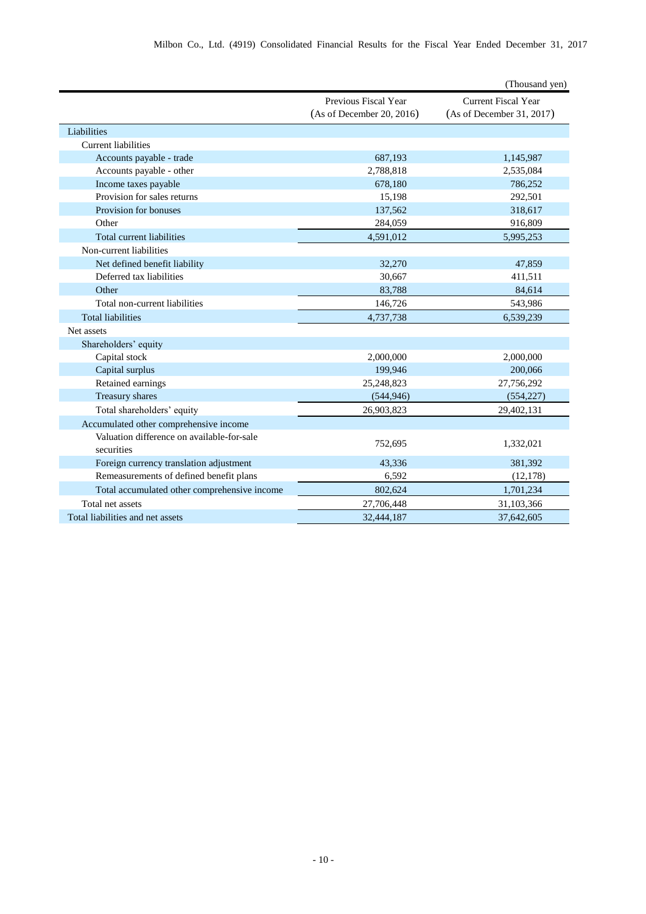(Thousand yen)

| | Previous Fiscal Year (As of December 20, 2016) | Current Fiscal Year (As of December 31, 2017) |
|---|---|---|
| Liabilities | | |
| Current liabilities | | |
| Accounts payable - trade | 687,193 | 1,145,987 |
| Accounts payable - other | 2,788,818 | 2,535,084 |
| Income taxes payable | 678,180 | 786,252 |
| Provision for sales returns | 15,198 | 292,501 |
| Provision for bonuses | 137,562 | 318,617 |
| Other | 284,059 | 916,809 |
| Total current liabilities | 4,591,012 | 5,995,253 |
| Non-current liabilities | | |
| Net defined benefit liability | 32,270 | 47,859 |
| Deferred tax liabilities | 30,667 | 411,511 |
| Other | 83,788 | 84,614 |
| Total non-current liabilities | 146,726 | 543,986 |
| Total liabilities | 4,737,738 | 6,539,239 |
| Net assets | | |
| Shareholders' equity | | |
| Capital stock | 2,000,000 | 2,000,000 |
| Capital surplus | 199,946 | 200,066 |
| Retained earnings | 25,248,823 | 27,756,292 |
| Treasury shares | (544,946) | (554,227) |
| Total shareholders' equity | 26,903,823 | 29,402,131 |
| Accumulated other comprehensive income | | |
| Valuation difference on available-for-sale securities | 752,695 | 1,332,021 |
| Foreign currency translation adjustment | 43,336 | 381,392 |
| Remeasurements of defined benefit plans | 6,592 | (12,178) |
| Total accumulated other comprehensive income | 802,624 | 1,701,234 |
| Total net assets | 27,706,448 | 31,103,366 |
| Total liabilities and net assets | 32,444,187 | 37,642,605 |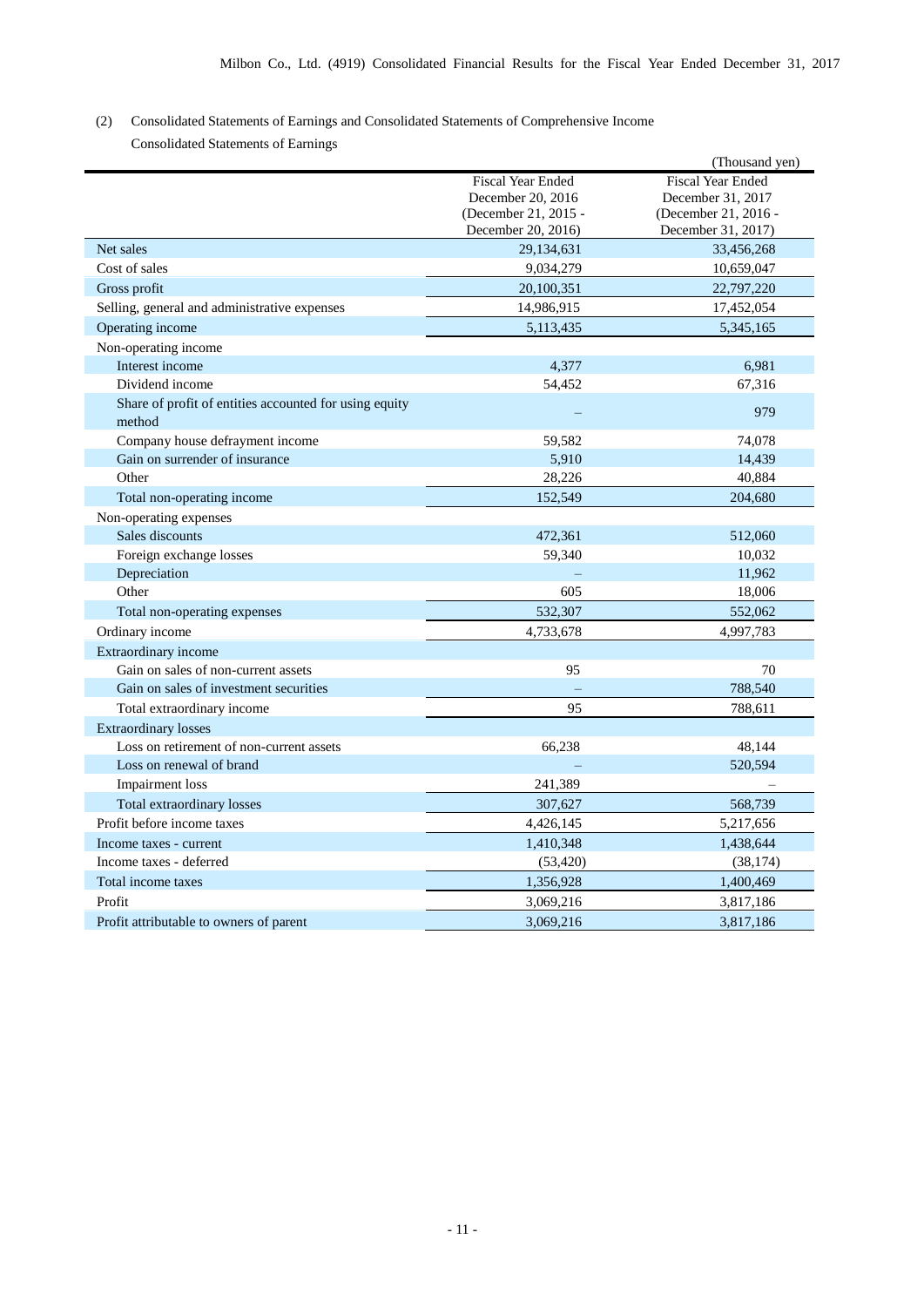(2) Consolidated Statements of Earnings and Consolidated Statements of Comprehensive Income

Consolidated Statements of Earnings

(Thousand yen)

| | Fiscal Year Ended December 20, 2016 (December 21, 2015 - December 20, 2016) | Fiscal Year Ended December 31, 2017 (December 21, 2016 - December 31, 2017) |
|---|---|---|
| Net sales | 29,134,631 | 33,456,268 |
| Cost of sales | 9,034,279 | 10,659,047 |
| Gross profit | 20,100,351 | 22,797,220 |
| Selling, general and administrative expenses | 14,986,915 | 17,452,054 |
| Operating income | 5,113,435 | 5,345,165 |
| Non-operating income | | |
| Interest income | 4,377 | 6,981 |
| Dividend income | 54,452 | 67,316 |
| Share of profit of entities accounted for using equity method | – | 979 |
| Company house defrayment income | 59,582 | 74,078 |
| Gain on surrender of insurance | 5,910 | 14,439 |
| Other | 28,226 | 40,884 |
| Total non-operating income | 152,549 | 204,680 |
| Non-operating expenses | | |
| Sales discounts | 472,361 | 512,060 |
| Foreign exchange losses | 59,340 | 10,032 |
| Depreciation | – | 11,962 |
| Other | 605 | 18,006 |
| Total non-operating expenses | 532,307 | 552,062 |
| Ordinary income | 4,733,678 | 4,997,783 |
| Extraordinary income | | |
| Gain on sales of non-current assets | 95 | 70 |
| Gain on sales of investment securities | – | 788,540 |
| Total extraordinary income | 95 | 788,611 |
| Extraordinary losses | | |
| Loss on retirement of non-current assets | 66,238 | 48,144 |
| Loss on renewal of brand | – | 520,594 |
| Impairment loss | 241,389 | – |
| Total extraordinary losses | 307,627 | 568,739 |
| Profit before income taxes | 4,426,145 | 5,217,656 |
| Income taxes - current | 1,410,348 | 1,438,644 |
| Income taxes - deferred | (53,420) | (38,174) |
| Total income taxes | 1,356,928 | 1,400,469 |
| Profit | 3,069,216 | 3,817,186 |
| Profit attributable to owners of parent | 3,069,216 | 3,817,186 |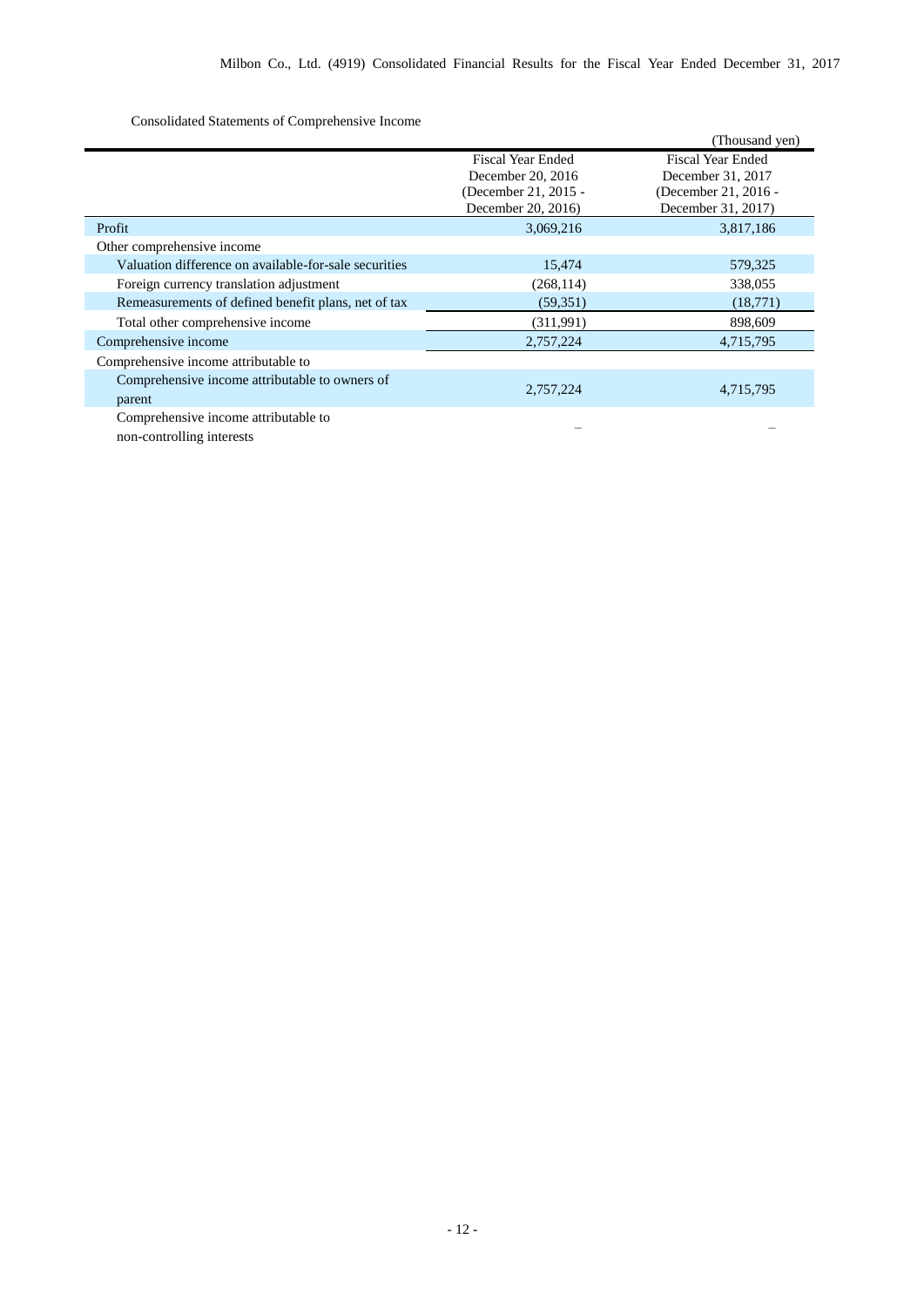Consolidated Statements of Comprehensive Income

(Thousand yen)

| | Fiscal Year Ended December 20, 2016 (December 21, 2015 - December 20, 2016) | Fiscal Year Ended December 31, 2017 (December 21, 2016 - December 31, 2017) |
|---|---|---|
| Profit | 3,069,216 | 3,817,186 |
| Other comprehensive income | | |
| Valuation difference on available-for-sale securities | 15,474 | 579,325 |
| Foreign currency translation adjustment | (268,114) | 338,055 |
| Remeasurements of defined benefit plans, net of tax | (59,351) | (18,771) |
| Total other comprehensive income | (311,991) | 898,609 |
| Comprehensive income | 2,757,224 | 4,715,795 |
| Comprehensive income attributable to | | |
| Comprehensive income attributable to owners of parent | 2,757,224 | 4,715,795 |
| Comprehensive income attributable to non-controlling interests | – | – |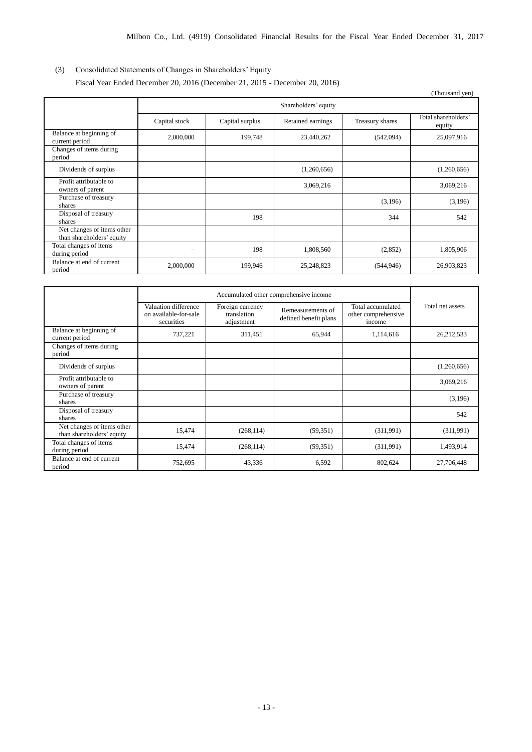(3) Consolidated Statements of Changes in Shareholders' Equity

Fiscal Year Ended December 20, 2016 (December 21, 2015 - December 20, 2016)

(Thousand yen)

| | Shareholders' equity | | | | |
|---|---|---|---|---|---|
| | Capital stock | Capital surplus | Retained earnings | Treasury shares | Total shareholders' equity |
| Balance at beginning of current period | 2,000,000 | 199,748 | 23,440,262 | (542,094) | 25,097,916 |
| Changes of items during period | | | | | |
| Dividends of surplus | | | (1,260,656) | | (1,260,656) |
| Profit attributable to owners of parent | | | 3,069,216 | | 3,069,216 |
| Purchase of treasury shares | | | | (3,196) | (3,196) |
| Disposal of treasury shares | | 198 | | 344 | 542 |
| Net changes of items other than shareholders' equity | | | | | |
| Total changes of items during period | – | 198 | 1,808,560 | (2,852) | 1,805,906 |
| Balance at end of current period | 2,000,000 | 199,946 | 25,248,823 | (544,946) | 26,903,823 |

| | Accumulated other comprehensive income | | | | Total net assets |
|---|---|---|---|---|---|
| | Valuation difference on available-for-sale securities | Foreign currency translation adjustment | Remeasurements of defined benefit plans | Total accumulated other comprehensive income | |
| Balance at beginning of current period | 737,221 | 311,451 | 65,944 | 1,114,616 | 26,212,533 |
| Changes of items during period | | | | | |
| Dividends of surplus | | | | | (1,260,656) |
| Profit attributable to owners of parent | | | | | 3,069,216 |
| Purchase of treasury shares | | | | | (3,196) |
| Disposal of treasury shares | | | | | 542 |
| Net changes of items other than shareholders' equity | 15,474 | (268,114) | (59,351) | (311,991) | (311,991) |
| Total changes of items during period | 15,474 | (268,114) | (59,351) | (311,991) | 1,493,914 |
| Balance at end of current period | 752,695 | 43,336 | 6,592 | 802,624 | 27,706,448 |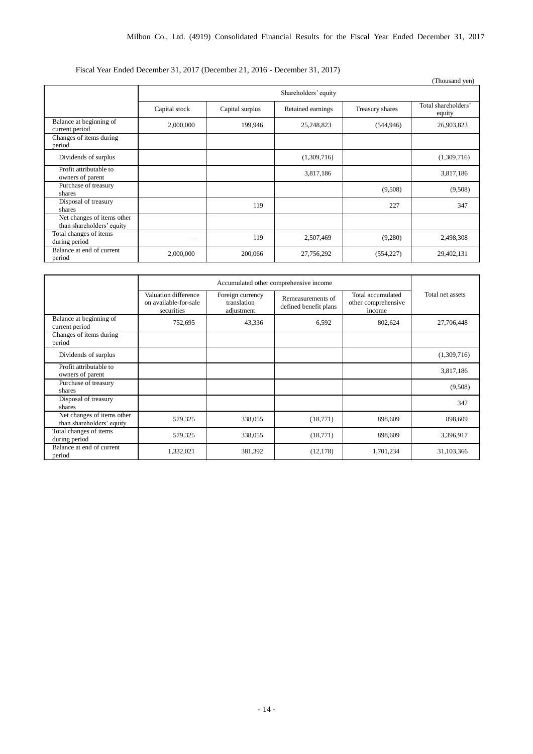Fiscal Year Ended December 31, 2017 (December 21, 2016 - December 31, 2017)

(Thousand yen)

| | Shareholders' equity | | | | |
|---|---|---|---|---|---|
| | Capital stock | Capital surplus | Retained earnings | Treasury shares | Total shareholders' equity |
| Balance at beginning of current period | 2,000,000 | 199,946 | 25,248,823 | (544,946) | 26,903,823 |
| Changes of items during period | | | | | |
| Dividends of surplus | | | (1,309,716) | | (1,309,716) |
| Profit attributable to owners of parent | | | 3,817,186 | | 3,817,186 |
| Purchase of treasury shares | | | | (9,508) | (9,508) |
| Disposal of treasury shares | | 119 | | 227 | 347 |
| Net changes of items other than shareholders' equity | | | | | |
| Total changes of items during period | – | 119 | 2,507,469 | (9,280) | 2,498,308 |
| Balance at end of current period | 2,000,000 | 200,066 | 27,756,292 | (554,227) | 29,402,131 |

| | Accumulated other comprehensive income | | | | Total net assets |
|---|---|---|---|---|---|
| | Valuation difference on available-for-sale securities | Foreign currency translation adjustment | Remeasurements of defined benefit plans | Total accumulated other comprehensive income | |
| Balance at beginning of current period | 752,695 | 43,336 | 6,592 | 802,624 | 27,706,448 |
| Changes of items during period | | | | | |
| Dividends of surplus | | | | | (1,309,716) |
| Profit attributable to owners of parent | | | | | 3,817,186 |
| Purchase of treasury shares | | | | | (9,508) |
| Disposal of treasury shares | | | | | 347 |
| Net changes of items other than shareholders' equity | 579,325 | 338,055 | (18,771) | 898,609 | 898,609 |
| Total changes of items during period | 579,325 | 338,055 | (18,771) | 898,609 | 3,396,917 |
| Balance at end of current period | 1,332,021 | 381,392 | (12,178) | 1,701,234 | 31,103,366 |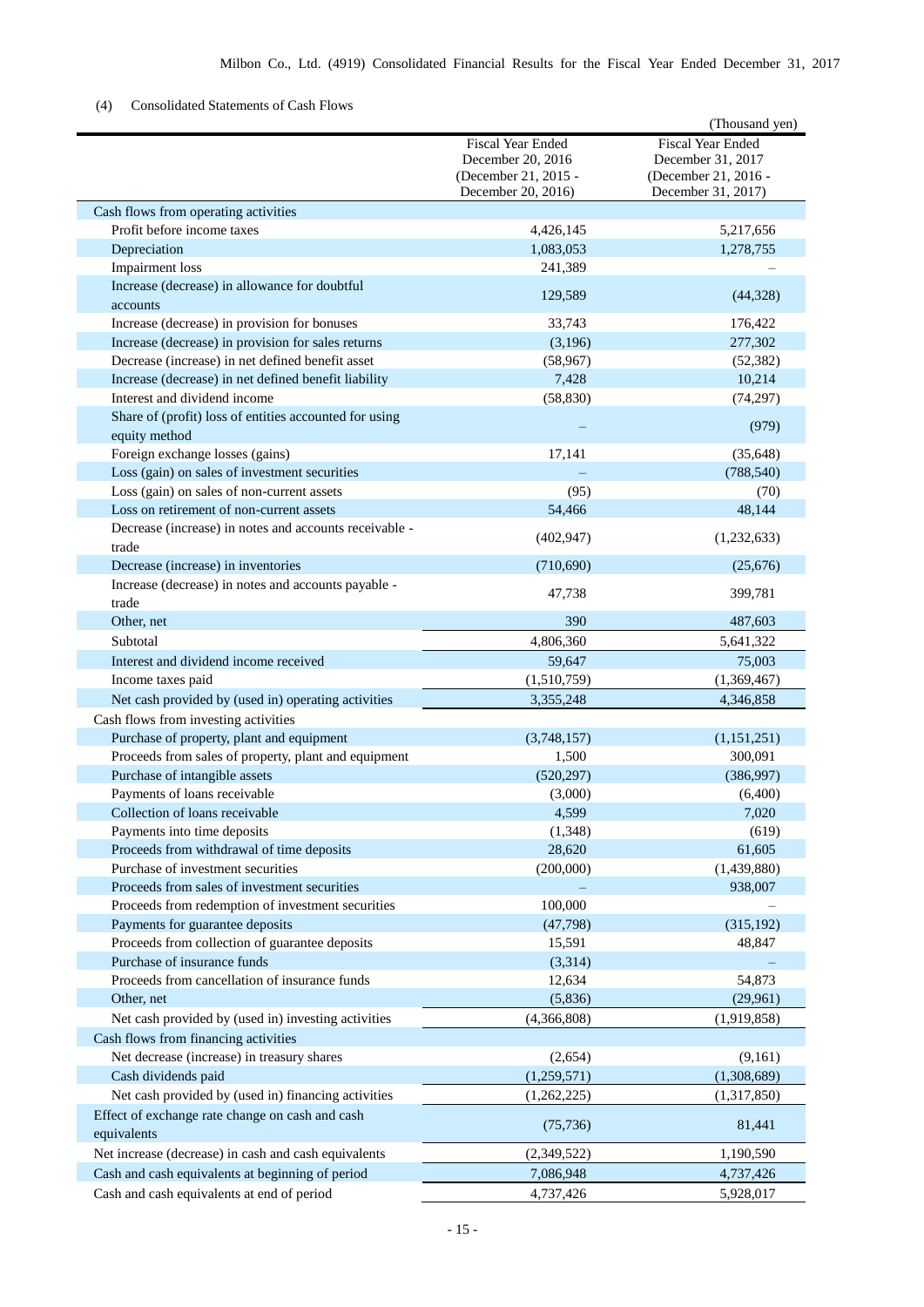(4) Consolidated Statements of Cash Flows

(Thousand yen)

| | Fiscal Year Ended December 20, 2016 (December 21, 2015 - December 20, 2016) | Fiscal Year Ended December 31, 2017 (December 21, 2016 - December 31, 2017) |
|---|---|---|
| Cash flows from operating activities | | |
| Profit before income taxes | 4,426,145 | 5,217,656 |
| Depreciation | 1,083,053 | 1,278,755 |
| Impairment loss | 241,389 | – |
| Increase (decrease) in allowance for doubtful accounts | 129,589 | (44,328) |
| Increase (decrease) in provision for bonuses | 33,743 | 176,422 |
| Increase (decrease) in provision for sales returns | (3,196) | 277,302 |
| Decrease (increase) in net defined benefit asset | (58,967) | (52,382) |
| Increase (decrease) in net defined benefit liability | 7,428 | 10,214 |
| Interest and dividend income | (58,830) | (74,297) |
| Share of (profit) loss of entities accounted for using equity method | – | (979) |
| Foreign exchange losses (gains) | 17,141 | (35,648) |
| Loss (gain) on sales of investment securities | – | (788,540) |
| Loss (gain) on sales of non-current assets | (95) | (70) |
| Loss on retirement of non-current assets | 54,466 | 48,144 |
| Decrease (increase) in notes and accounts receivable - trade | (402,947) | (1,232,633) |
| Decrease (increase) in inventories | (710,690) | (25,676) |
| Increase (decrease) in notes and accounts payable - trade | 47,738 | 399,781 |
| Other, net | 390 | 487,603 |
| Subtotal | 4,806,360 | 5,641,322 |
| Interest and dividend income received | 59,647 | 75,003 |
| Income taxes paid | (1,510,759) | (1,369,467) |
| Net cash provided by (used in) operating activities | 3,355,248 | 4,346,858 |
| Cash flows from investing activities | | |
| Purchase of property, plant and equipment | (3,748,157) | (1,151,251) |
| Proceeds from sales of property, plant and equipment | 1,500 | 300,091 |
| Purchase of intangible assets | (520,297) | (386,997) |
| Payments of loans receivable | (3,000) | (6,400) |
| Collection of loans receivable | 4,599 | 7,020 |
| Payments into time deposits | (1,348) | (619) |
| Proceeds from withdrawal of time deposits | 28,620 | 61,605 |
| Purchase of investment securities | (200,000) | (1,439,880) |
| Proceeds from sales of investment securities | – | 938,007 |
| Proceeds from redemption of investment securities | 100,000 | – |
| Payments for guarantee deposits | (47,798) | (315,192) |
| Proceeds from collection of guarantee deposits | 15,591 | 48,847 |
| Purchase of insurance funds | (3,314) | – |
| Proceeds from cancellation of insurance funds | 12,634 | 54,873 |
| Other, net | (5,836) | (29,961) |
| Net cash provided by (used in) investing activities | (4,366,808) | (1,919,858) |
| Cash flows from financing activities | | |
| Net decrease (increase) in treasury shares | (2,654) | (9,161) |
| Cash dividends paid | (1,259,571) | (1,308,689) |
| Net cash provided by (used in) financing activities | (1,262,225) | (1,317,850) |
| Effect of exchange rate change on cash and cash equivalents | (75,736) | 81,441 |
| Net increase (decrease) in cash and cash equivalents | (2,349,522) | 1,190,590 |
| Cash and cash equivalents at beginning of period | 7,086,948 | 4,737,426 |
| Cash and cash equivalents at end of period | 4,737,426 | 5,928,017 |